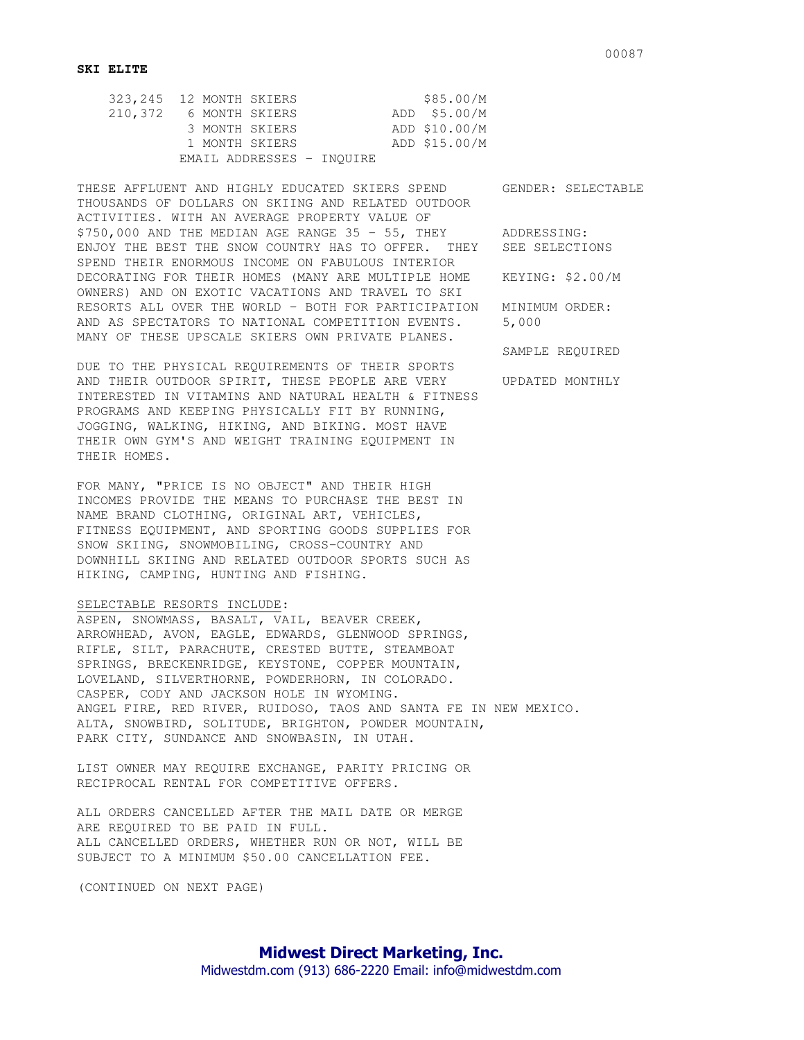**SKI ELITE**

| Count | Selection | Price |
|---|---|---|
| 323,245 | 12 MONTH SKIERS | $85.00/M |
| 210,372 | 6 MONTH SKIERS | ADD $5.00/M |
| | 3 MONTH SKIERS | ADD $10.00/M |
| | 1 MONTH SKIERS | ADD $15.00/M |
| | EMAIL ADDRESSES - INQUIRE | |

GENDER: SELECTABLE

ADDRESSING: SEE SELECTIONS

KEYING: $2.00/M

MINIMUM ORDER: 5,000

SAMPLE REQUIRED

UPDATED MONTHLY

THESE AFFLUENT AND HIGHLY EDUCATED SKIERS SPEND THOUSANDS OF DOLLARS ON SKIING AND RELATED OUTDOOR ACTIVITIES. WITH AN AVERAGE PROPERTY VALUE OF $750,000 AND THE MEDIAN AGE RANGE 35 - 55, THEY ENJOY THE BEST THE SNOW COUNTRY HAS TO OFFER. THEY SPEND THEIR ENORMOUS INCOME ON FABULOUS INTERIOR DECORATING FOR THEIR HOMES (MANY ARE MULTIPLE HOME OWNERS) AND ON EXOTIC VACATIONS AND TRAVEL TO SKI RESORTS ALL OVER THE WORLD - BOTH FOR PARTICIPATION AND AS SPECTATORS TO NATIONAL COMPETITION EVENTS. MANY OF THESE UPSCALE SKIERS OWN PRIVATE PLANES.

DUE TO THE PHYSICAL REQUIREMENTS OF THEIR SPORTS AND THEIR OUTDOOR SPIRIT, THESE PEOPLE ARE VERY INTERESTED IN VITAMINS AND NATURAL HEALTH & FITNESS PROGRAMS AND KEEPING PHYSICALLY FIT BY RUNNING, JOGGING, WALKING, HIKING, AND BIKING. MOST HAVE THEIR OWN GYM'S AND WEIGHT TRAINING EQUIPMENT IN THEIR HOMES.

FOR MANY, "PRICE IS NO OBJECT" AND THEIR HIGH INCOMES PROVIDE THE MEANS TO PURCHASE THE BEST IN NAME BRAND CLOTHING, ORIGINAL ART, VEHICLES, FITNESS EQUIPMENT, AND SPORTING GOODS SUPPLIES FOR SNOW SKIING, SNOWMOBILING, CROSS-COUNTRY AND DOWNHILL SKIING AND RELATED OUTDOOR SPORTS SUCH AS HIKING, CAMPING, HUNTING AND FISHING.

SELECTABLE RESORTS INCLUDE:
ASPEN, SNOWMASS, BASALT, VAIL, BEAVER CREEK, ARROWHEAD, AVON, EAGLE, EDWARDS, GLENWOOD SPRINGS, RIFLE, SILT, PARACHUTE, CRESTED BUTTE, STEAMBOAT SPRINGS, BRECKENRIDGE, KEYSTONE, COPPER MOUNTAIN, LOVELAND, SILVERTHORNE, POWDERHORN, IN COLORADO.
CASPER, CODY AND JACKSON HOLE IN WYOMING.
ANGEL FIRE, RED RIVER, RUIDOSO, TAOS AND SANTA FE IN NEW MEXICO.
ALTA, SNOWBIRD, SOLITUDE, BRIGHTON, POWDER MOUNTAIN, PARK CITY, SUNDANCE AND SNOWBASIN, IN UTAH.

LIST OWNER MAY REQUIRE EXCHANGE, PARITY PRICING OR RECIPROCAL RENTAL FOR COMPETITIVE OFFERS.

ALL ORDERS CANCELLED AFTER THE MAIL DATE OR MERGE ARE REQUIRED TO BE PAID IN FULL.
ALL CANCELLED ORDERS, WHETHER RUN OR NOT, WILL BE SUBJECT TO A MINIMUM $50.00 CANCELLATION FEE.

(CONTINUED ON NEXT PAGE)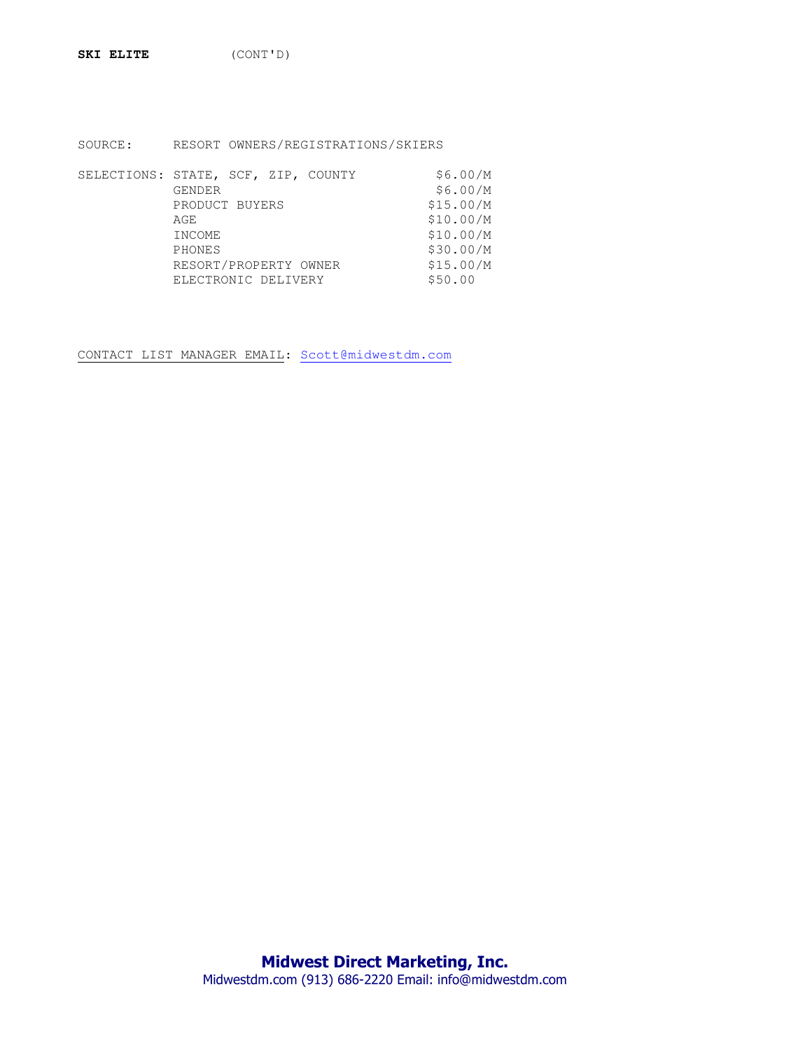**SKI ELITE** (CONT'D)

SOURCE: RESORT OWNERS/REGISTRATIONS/SKIERS

| | | |
|---|---|---|
| SELECTIONS: | STATE, SCF, ZIP, COUNTY | $6.00/M |
| | GENDER | $6.00/M |
| | PRODUCT BUYERS | $15.00/M |
| | AGE | $10.00/M |
| | INCOME | $10.00/M |
| | PHONES | $30.00/M |
| | RESORT/PROPERTY OWNER | $15.00/M |
| | ELECTRONIC DELIVERY | $50.00 |

CONTACT LIST MANAGER EMAIL: Scott@midwestdm.com

**Midwest Direct Marketing, Inc.**
Midwestdm.com (913) 686-2220 Email: info@midwestdm.com